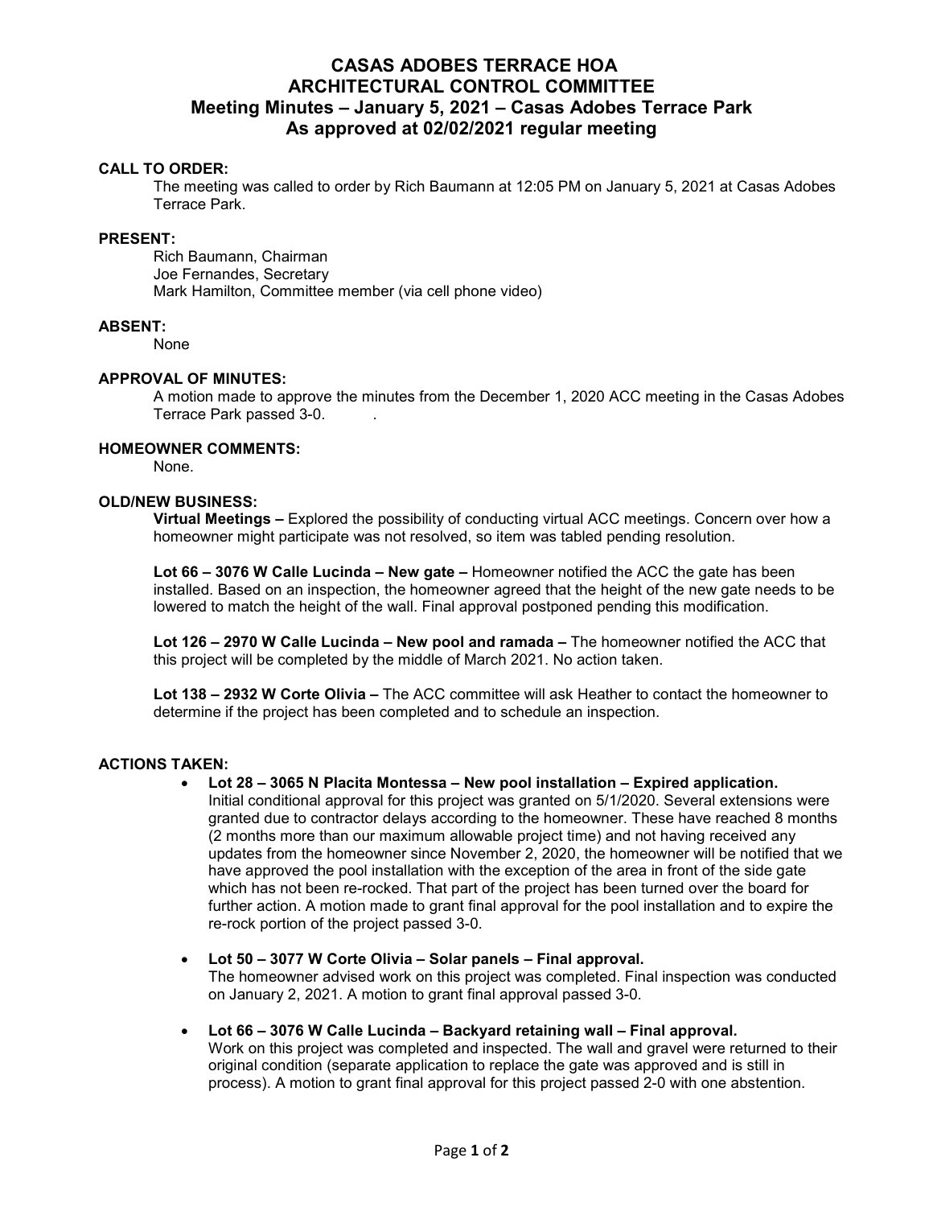# CASAS ADOBES TERRACE HOA
# ARCHITECTURAL CONTROL COMMITTEE
## Meeting Minutes – January 5, 2021 – Casas Adobes Terrace Park
## As approved at 02/02/2021 regular meeting

**CALL TO ORDER:**

The meeting was called to order by Rich Baumann at 12:05 PM on January 5, 2021 at Casas Adobes Terrace Park.

**PRESENT:**

Rich Baumann, Chairman
Joe Fernandes, Secretary
Mark Hamilton, Committee member (via cell phone video)

**ABSENT:**

None

**APPROVAL OF MINUTES:**

A motion made to approve the minutes from the December 1, 2020 ACC meeting in the Casas Adobes Terrace Park passed 3-0. .

**HOMEOWNER COMMENTS:**

None.

**OLD/NEW BUSINESS:**

**Virtual Meetings –** Explored the possibility of conducting virtual ACC meetings. Concern over how a homeowner might participate was not resolved, so item was tabled pending resolution.

**Lot 66 – 3076 W Calle Lucinda – New gate –** Homeowner notified the ACC the gate has been installed. Based on an inspection, the homeowner agreed that the height of the new gate needs to be lowered to match the height of the wall. Final approval postponed pending this modification.

**Lot 126 – 2970 W Calle Lucinda – New pool and ramada –** The homeowner notified the ACC that this project will be completed by the middle of March 2021. No action taken.

**Lot 138 – 2932 W Corte Olivia –** The ACC committee will ask Heather to contact the homeowner to determine if the project has been completed and to schedule an inspection.

**ACTIONS TAKEN:**

- **Lot 28 – 3065 N Placita Montessa – New pool installation – Expired application.**
  Initial conditional approval for this project was granted on 5/1/2020. Several extensions were granted due to contractor delays according to the homeowner. These have reached 8 months (2 months more than our maximum allowable project time) and not having received any updates from the homeowner since November 2, 2020, the homeowner will be notified that we have approved the pool installation with the exception of the area in front of the side gate which has not been re-rocked. That part of the project has been turned over the board for further action. A motion made to grant final approval for the pool installation and to expire the re-rock portion of the project passed 3-0.

- **Lot 50 – 3077 W Corte Olivia – Solar panels – Final approval.**
  The homeowner advised work on this project was completed. Final inspection was conducted on January 2, 2021. A motion to grant final approval passed 3-0.

- **Lot 66 – 3076 W Calle Lucinda – Backyard retaining wall – Final approval.**
  Work on this project was completed and inspected. The wall and gravel were returned to their original condition (separate application to replace the gate was approved and is still in process). A motion to grant final approval for this project passed 2-0 with one abstention.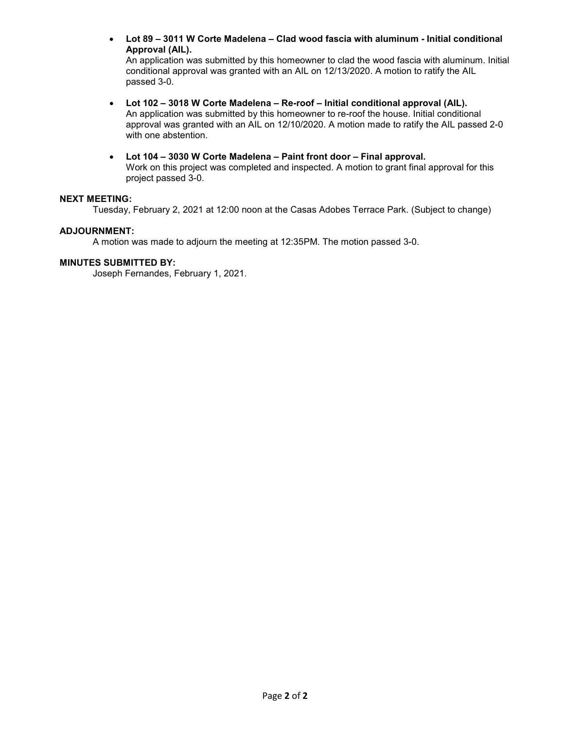- **Lot 89 – 3011 W Corte Madelena – Clad wood fascia with aluminum - Initial conditional Approval (AIL).**
  An application was submitted by this homeowner to clad the wood fascia with aluminum. Initial conditional approval was granted with an AIL on 12/13/2020. A motion to ratify the AIL passed 3-0.

- **Lot 102 – 3018 W Corte Madelena – Re-roof – Initial conditional approval (AIL).**
  An application was submitted by this homeowner to re-roof the house. Initial conditional approval was granted with an AIL on 12/10/2020. A motion made to ratify the AIL passed 2-0 with one abstention.

- **Lot 104 – 3030 W Corte Madelena – Paint front door – Final approval.**
  Work on this project was completed and inspected. A motion to grant final approval for this project passed 3-0.

**NEXT MEETING:**

Tuesday, February 2, 2021 at 12:00 noon at the Casas Adobes Terrace Park. (Subject to change)

**ADJOURNMENT:**

A motion was made to adjourn the meeting at 12:35PM. The motion passed 3-0.

**MINUTES SUBMITTED BY:**

Joseph Fernandes, February 1, 2021.